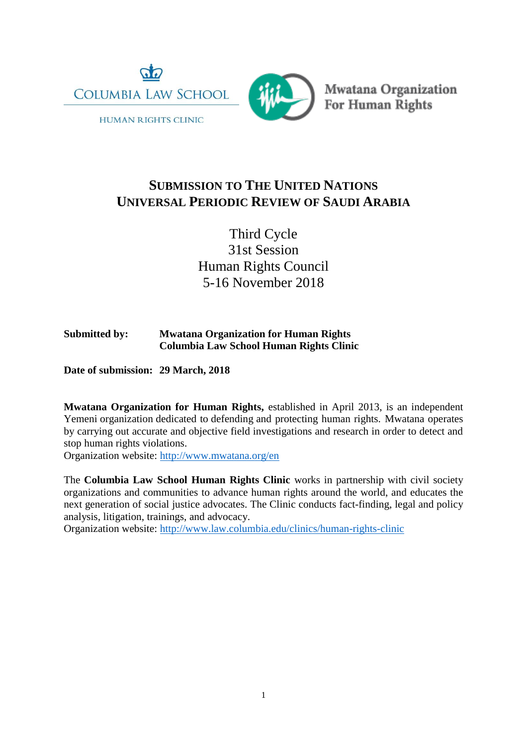COLUMBIA LAW SCHOOL

HUMAN RIGHTS CLINIC

Mwatana Organization For Human Rights

# SUBMISSION TO THE UNITED NATIONS UNIVERSAL PERIODIC REVIEW OF SAUDI ARABIA

Third Cycle
31st Session
Human Rights Council
5-16 November 2018

**Submitted by:** **Mwatana Organization for Human Rights**
**Columbia Law School Human Rights Clinic**

**Date of submission: 29 March, 2018**

**Mwatana Organization for Human Rights,** established in April 2013, is an independent Yemeni organization dedicated to defending and protecting human rights. Mwatana operates by carrying out accurate and objective field investigations and research in order to detect and stop human rights violations.
Organization website: http://www.mwatana.org/en

The **Columbia Law School Human Rights Clinic** works in partnership with civil society organizations and communities to advance human rights around the world, and educates the next generation of social justice advocates. The Clinic conducts fact-finding, legal and policy analysis, litigation, trainings, and advocacy.
Organization website: http://www.law.columbia.edu/clinics/human-rights-clinic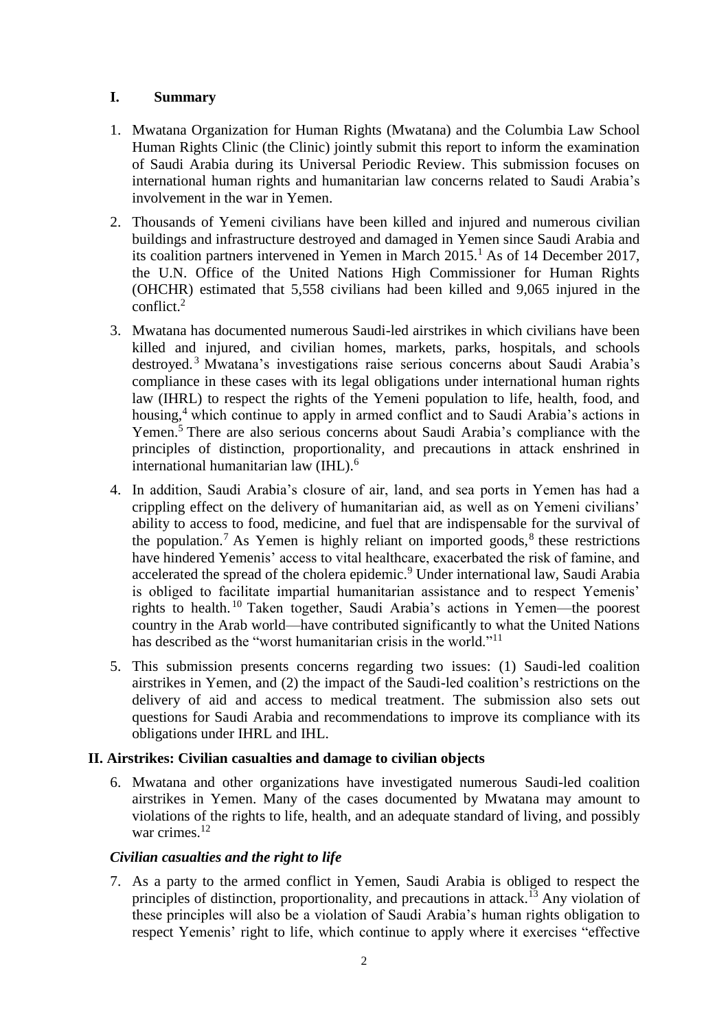## I. Summary

1. Mwatana Organization for Human Rights (Mwatana) and the Columbia Law School Human Rights Clinic (the Clinic) jointly submit this report to inform the examination of Saudi Arabia during its Universal Periodic Review. This submission focuses on international human rights and humanitarian law concerns related to Saudi Arabia's involvement in the war in Yemen.

2. Thousands of Yemeni civilians have been killed and injured and numerous civilian buildings and infrastructure destroyed and damaged in Yemen since Saudi Arabia and its coalition partners intervened in Yemen in March 2015.[1] As of 14 December 2017, the U.N. Office of the United Nations High Commissioner for Human Rights (OHCHR) estimated that 5,558 civilians had been killed and 9,065 injured in the conflict.[2]

3. Mwatana has documented numerous Saudi-led airstrikes in which civilians have been killed and injured, and civilian homes, markets, parks, hospitals, and schools destroyed.[3] Mwatana's investigations raise serious concerns about Saudi Arabia's compliance in these cases with its legal obligations under international human rights law (IHRL) to respect the rights of the Yemeni population to life, health, food, and housing,[4] which continue to apply in armed conflict and to Saudi Arabia's actions in Yemen.[5] There are also serious concerns about Saudi Arabia's compliance with the principles of distinction, proportionality, and precautions in attack enshrined in international humanitarian law (IHL).[6]

4. In addition, Saudi Arabia's closure of air, land, and sea ports in Yemen has had a crippling effect on the delivery of humanitarian aid, as well as on Yemeni civilians' ability to access to food, medicine, and fuel that are indispensable for the survival of the population.[7] As Yemen is highly reliant on imported goods,[8] these restrictions have hindered Yemenis' access to vital healthcare, exacerbated the risk of famine, and accelerated the spread of the cholera epidemic.[9] Under international law, Saudi Arabia is obliged to facilitate impartial humanitarian assistance and to respect Yemenis' rights to health.[10] Taken together, Saudi Arabia's actions in Yemen—the poorest country in the Arab world—have contributed significantly to what the United Nations has described as the "worst humanitarian crisis in the world."[11]

5. This submission presents concerns regarding two issues: (1) Saudi-led coalition airstrikes in Yemen, and (2) the impact of the Saudi-led coalition's restrictions on the delivery of aid and access to medical treatment. The submission also sets out questions for Saudi Arabia and recommendations to improve its compliance with its obligations under IHRL and IHL.

## II. Airstrikes: Civilian casualties and damage to civilian objects

6. Mwatana and other organizations have investigated numerous Saudi-led coalition airstrikes in Yemen. Many of the cases documented by Mwatana may amount to violations of the rights to life, health, and an adequate standard of living, and possibly war crimes.[12]

### *Civilian casualties and the right to life*

7. As a party to the armed conflict in Yemen, Saudi Arabia is obliged to respect the principles of distinction, proportionality, and precautions in attack.[13] Any violation of these principles will also be a violation of Saudi Arabia's human rights obligation to respect Yemenis' right to life, which continue to apply where it exercises "effective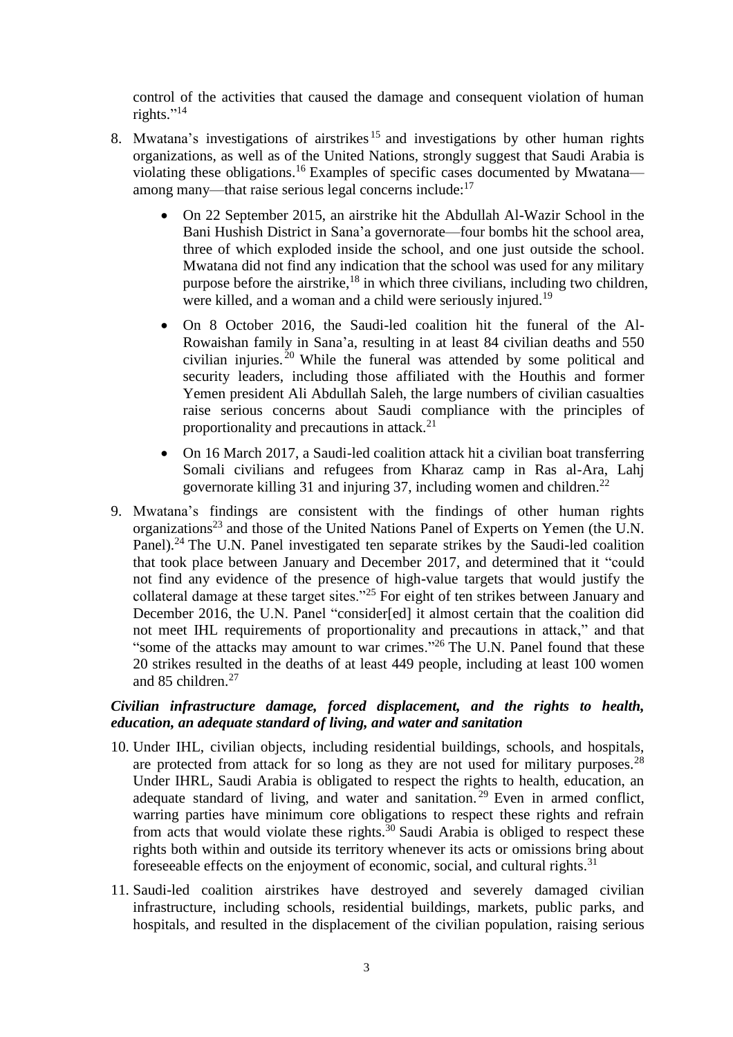control of the activities that caused the damage and consequent violation of human rights."[14]

8. Mwatana's investigations of airstrikes[15] and investigations by other human rights organizations, as well as of the United Nations, strongly suggest that Saudi Arabia is violating these obligations.[16] Examples of specific cases documented by Mwatana—among many—that raise serious legal concerns include:[17]

   - On 22 September 2015, an airstrike hit the Abdullah Al-Wazir School in the Bani Hushish District in Sana'a governorate—four bombs hit the school area, three of which exploded inside the school, and one just outside the school. Mwatana did not find any indication that the school was used for any military purpose before the airstrike,[18] in which three civilians, including two children, were killed, and a woman and a child were seriously injured.[19]
   - On 8 October 2016, the Saudi-led coalition hit the funeral of the Al-Rowaishan family in Sana'a, resulting in at least 84 civilian deaths and 550 civilian injuries.[20] While the funeral was attended by some political and security leaders, including those affiliated with the Houthis and former Yemen president Ali Abdullah Saleh, the large numbers of civilian casualties raise serious concerns about Saudi compliance with the principles of proportionality and precautions in attack.[21]
   - On 16 March 2017, a Saudi-led coalition attack hit a civilian boat transferring Somali civilians and refugees from Kharaz camp in Ras al-Ara, Lahj governorate killing 31 and injuring 37, including women and children.[22]

9. Mwatana's findings are consistent with the findings of other human rights organizations[23] and those of the United Nations Panel of Experts on Yemen (the U.N. Panel).[24] The U.N. Panel investigated ten separate strikes by the Saudi-led coalition that took place between January and December 2017, and determined that it "could not find any evidence of the presence of high-value targets that would justify the collateral damage at these target sites."[25] For eight of ten strikes between January and December 2016, the U.N. Panel "consider[ed] it almost certain that the coalition did not meet IHL requirements of proportionality and precautions in attack," and that "some of the attacks may amount to war crimes."[26] The U.N. Panel found that these 20 strikes resulted in the deaths of at least 449 people, including at least 100 women and 85 children.[27]

***Civilian infrastructure damage, forced displacement, and the rights to health, education, an adequate standard of living, and water and sanitation***

10. Under IHL, civilian objects, including residential buildings, schools, and hospitals, are protected from attack for so long as they are not used for military purposes.[28] Under IHRL, Saudi Arabia is obligated to respect the rights to health, education, an adequate standard of living, and water and sanitation.[29] Even in armed conflict, warring parties have minimum core obligations to respect these rights and refrain from acts that would violate these rights.[30] Saudi Arabia is obliged to respect these rights both within and outside its territory whenever its acts or omissions bring about foreseeable effects on the enjoyment of economic, social, and cultural rights.[31]

11. Saudi-led coalition airstrikes have destroyed and severely damaged civilian infrastructure, including schools, residential buildings, markets, public parks, and hospitals, and resulted in the displacement of the civilian population, raising serious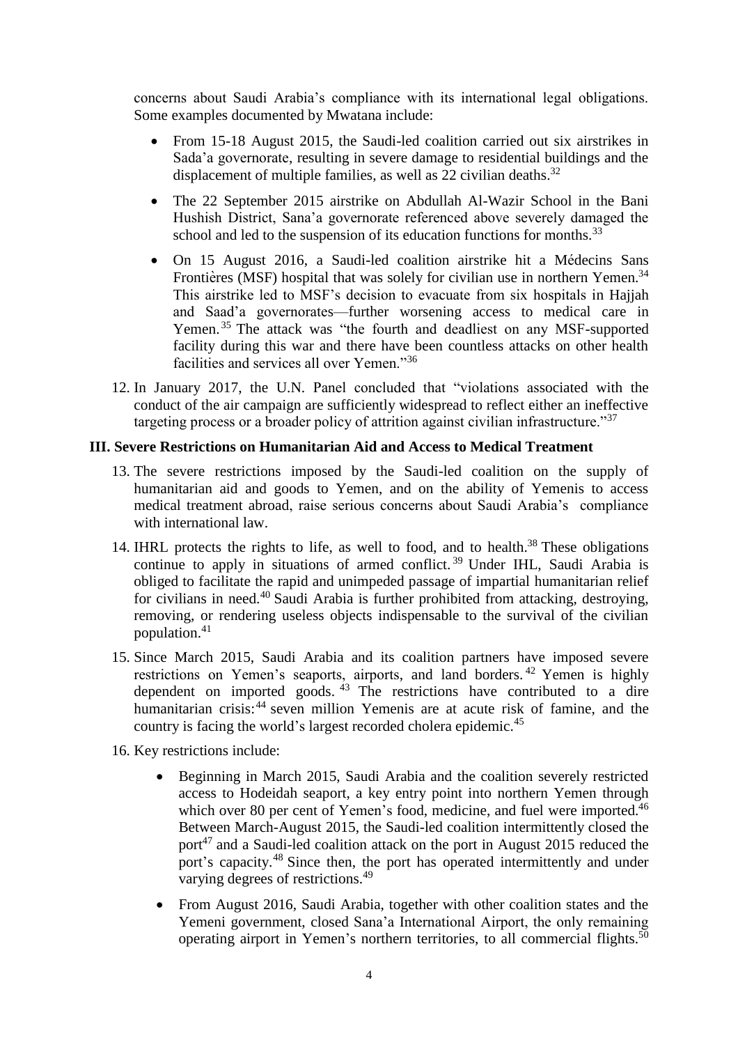concerns about Saudi Arabia's compliance with its international legal obligations. Some examples documented by Mwatana include:

- From 15-18 August 2015, the Saudi-led coalition carried out six airstrikes in Sada'a governorate, resulting in severe damage to residential buildings and the displacement of multiple families, as well as 22 civilian deaths.[32]
- The 22 September 2015 airstrike on Abdullah Al-Wazir School in the Bani Hushish District, Sana'a governorate referenced above severely damaged the school and led to the suspension of its education functions for months.[33]
- On 15 August 2016, a Saudi-led coalition airstrike hit a Médecins Sans Frontières (MSF) hospital that was solely for civilian use in northern Yemen.[34] This airstrike led to MSF's decision to evacuate from six hospitals in Hajjah and Saad'a governorates—further worsening access to medical care in Yemen.[35] The attack was "the fourth and deadliest on any MSF-supported facility during this war and there have been countless attacks on other health facilities and services all over Yemen."[36]

12. In January 2017, the U.N. Panel concluded that "violations associated with the conduct of the air campaign are sufficiently widespread to reflect either an ineffective targeting process or a broader policy of attrition against civilian infrastructure."[37]

## III. Severe Restrictions on Humanitarian Aid and Access to Medical Treatment

13. The severe restrictions imposed by the Saudi-led coalition on the supply of humanitarian aid and goods to Yemen, and on the ability of Yemenis to access medical treatment abroad, raise serious concerns about Saudi Arabia's compliance with international law.
14. IHRL protects the rights to life, as well to food, and to health.[38] These obligations continue to apply in situations of armed conflict.[39] Under IHL, Saudi Arabia is obliged to facilitate the rapid and unimpeded passage of impartial humanitarian relief for civilians in need.[40] Saudi Arabia is further prohibited from attacking, destroying, removing, or rendering useless objects indispensable to the survival of the civilian population.[41]
15. Since March 2015, Saudi Arabia and its coalition partners have imposed severe restrictions on Yemen's seaports, airports, and land borders.[42] Yemen is highly dependent on imported goods.[43] The restrictions have contributed to a dire humanitarian crisis:[44] seven million Yemenis are at acute risk of famine, and the country is facing the world's largest recorded cholera epidemic.[45]
16. Key restrictions include:
    - Beginning in March 2015, Saudi Arabia and the coalition severely restricted access to Hodeidah seaport, a key entry point into northern Yemen through which over 80 per cent of Yemen's food, medicine, and fuel were imported.[46] Between March-August 2015, the Saudi-led coalition intermittently closed the port[47] and a Saudi-led coalition attack on the port in August 2015 reduced the port's capacity.[48] Since then, the port has operated intermittently and under varying degrees of restrictions.[49]
    - From August 2016, Saudi Arabia, together with other coalition states and the Yemeni government, closed Sana'a International Airport, the only remaining operating airport in Yemen's northern territories, to all commercial flights.[50]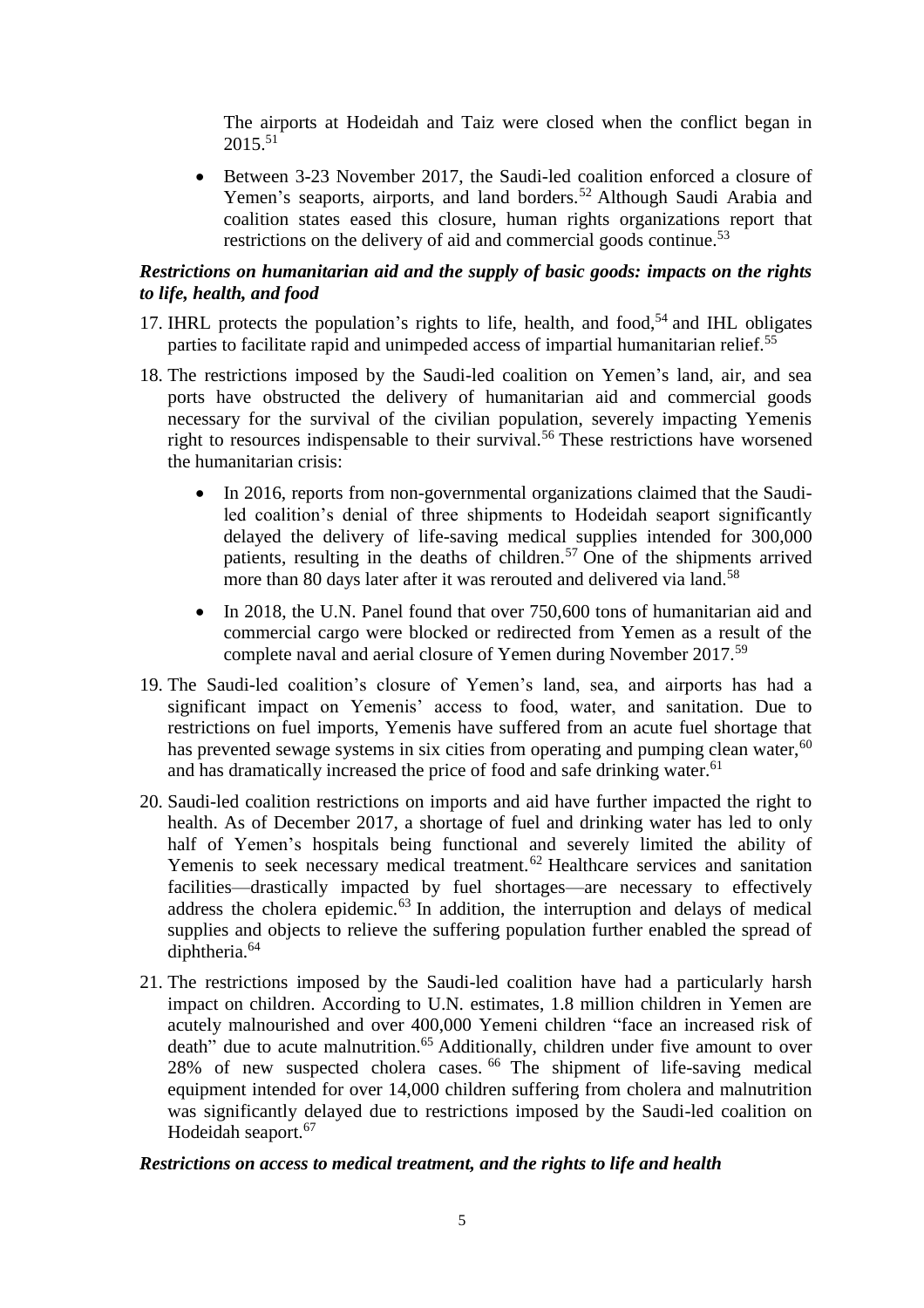The airports at Hodeidah and Taiz were closed when the conflict began in 2015.[51]

- Between 3-23 November 2017, the Saudi-led coalition enforced a closure of Yemen's seaports, airports, and land borders.[52] Although Saudi Arabia and coalition states eased this closure, human rights organizations report that restrictions on the delivery of aid and commercial goods continue.[53]

### *Restrictions on humanitarian aid and the supply of basic goods: impacts on the rights to life, health, and food*

17. IHRL protects the population's rights to life, health, and food,[54] and IHL obligates parties to facilitate rapid and unimpeded access of impartial humanitarian relief.[55]

18. The restrictions imposed by the Saudi-led coalition on Yemen's land, air, and sea ports have obstructed the delivery of humanitarian aid and commercial goods necessary for the survival of the civilian population, severely impacting Yemenis right to resources indispensable to their survival.[56] These restrictions have worsened the humanitarian crisis:

    - In 2016, reports from non-governmental organizations claimed that the Saudi-led coalition's denial of three shipments to Hodeidah seaport significantly delayed the delivery of life-saving medical supplies intended for 300,000 patients, resulting in the deaths of children.[57] One of the shipments arrived more than 80 days later after it was rerouted and delivered via land.[58]
    - In 2018, the U.N. Panel found that over 750,600 tons of humanitarian aid and commercial cargo were blocked or redirected from Yemen as a result of the complete naval and aerial closure of Yemen during November 2017.[59]

19. The Saudi-led coalition's closure of Yemen's land, sea, and airports has had a significant impact on Yemenis' access to food, water, and sanitation. Due to restrictions on fuel imports, Yemenis have suffered from an acute fuel shortage that has prevented sewage systems in six cities from operating and pumping clean water,[60] and has dramatically increased the price of food and safe drinking water.[61]

20. Saudi-led coalition restrictions on imports and aid have further impacted the right to health. As of December 2017, a shortage of fuel and drinking water has led to only half of Yemen's hospitals being functional and severely limited the ability of Yemenis to seek necessary medical treatment.[62] Healthcare services and sanitation facilities—drastically impacted by fuel shortages—are necessary to effectively address the cholera epidemic.[63] In addition, the interruption and delays of medical supplies and objects to relieve the suffering population further enabled the spread of diphtheria.[64]

21. The restrictions imposed by the Saudi-led coalition have had a particularly harsh impact on children. According to U.N. estimates, 1.8 million children in Yemen are acutely malnourished and over 400,000 Yemeni children "face an increased risk of death" due to acute malnutrition.[65] Additionally, children under five amount to over 28% of new suspected cholera cases.[66] The shipment of life-saving medical equipment intended for over 14,000 children suffering from cholera and malnutrition was significantly delayed due to restrictions imposed by the Saudi-led coalition on Hodeidah seaport.[67]

### *Restrictions on access to medical treatment, and the rights to life and health*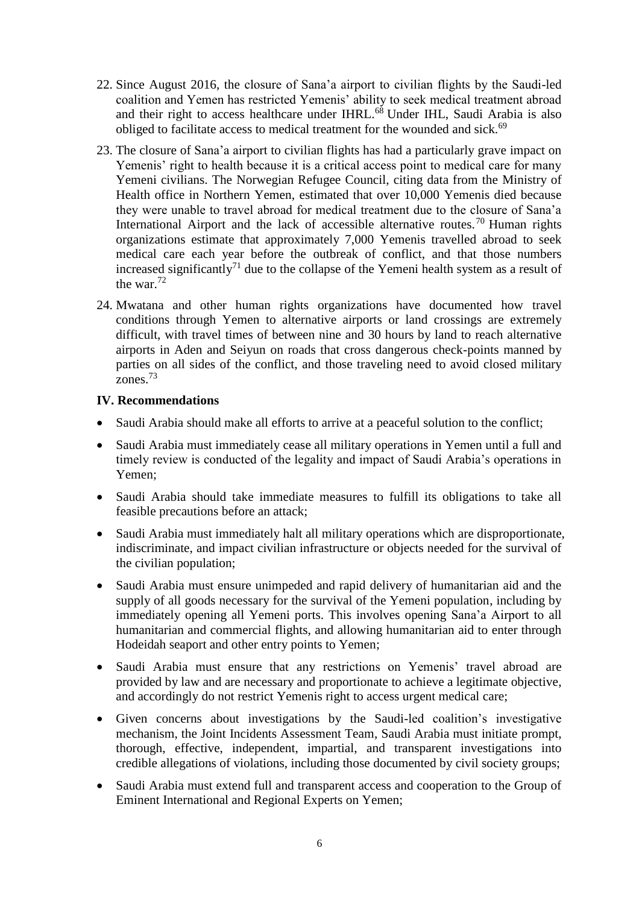22. Since August 2016, the closure of Sana'a airport to civilian flights by the Saudi-led coalition and Yemen has restricted Yemenis' ability to seek medical treatment abroad and their right to access healthcare under IHRL.[68] Under IHL, Saudi Arabia is also obliged to facilitate access to medical treatment for the wounded and sick.[69]

23. The closure of Sana'a airport to civilian flights has had a particularly grave impact on Yemenis' right to health because it is a critical access point to medical care for many Yemeni civilians. The Norwegian Refugee Council, citing data from the Ministry of Health office in Northern Yemen, estimated that over 10,000 Yemenis died because they were unable to travel abroad for medical treatment due to the closure of Sana'a International Airport and the lack of accessible alternative routes.[70] Human rights organizations estimate that approximately 7,000 Yemenis travelled abroad to seek medical care each year before the outbreak of conflict, and that those numbers increased significantly[71] due to the collapse of the Yemeni health system as a result of the war.[72]

24. Mwatana and other human rights organizations have documented how travel conditions through Yemen to alternative airports or land crossings are extremely difficult, with travel times of between nine and 30 hours by land to reach alternative airports in Aden and Seiyun on roads that cross dangerous check-points manned by parties on all sides of the conflict, and those traveling need to avoid closed military zones.[73]

**IV. Recommendations**

- Saudi Arabia should make all efforts to arrive at a peaceful solution to the conflict;
- Saudi Arabia must immediately cease all military operations in Yemen until a full and timely review is conducted of the legality and impact of Saudi Arabia's operations in Yemen;
- Saudi Arabia should take immediate measures to fulfill its obligations to take all feasible precautions before an attack;
- Saudi Arabia must immediately halt all military operations which are disproportionate, indiscriminate, and impact civilian infrastructure or objects needed for the survival of the civilian population;
- Saudi Arabia must ensure unimpeded and rapid delivery of humanitarian aid and the supply of all goods necessary for the survival of the Yemeni population, including by immediately opening all Yemeni ports. This involves opening Sana'a Airport to all humanitarian and commercial flights, and allowing humanitarian aid to enter through Hodeidah seaport and other entry points to Yemen;
- Saudi Arabia must ensure that any restrictions on Yemenis' travel abroad are provided by law and are necessary and proportionate to achieve a legitimate objective, and accordingly do not restrict Yemenis right to access urgent medical care;
- Given concerns about investigations by the Saudi-led coalition's investigative mechanism, the Joint Incidents Assessment Team, Saudi Arabia must initiate prompt, thorough, effective, independent, impartial, and transparent investigations into credible allegations of violations, including those documented by civil society groups;
- Saudi Arabia must extend full and transparent access and cooperation to the Group of Eminent International and Regional Experts on Yemen;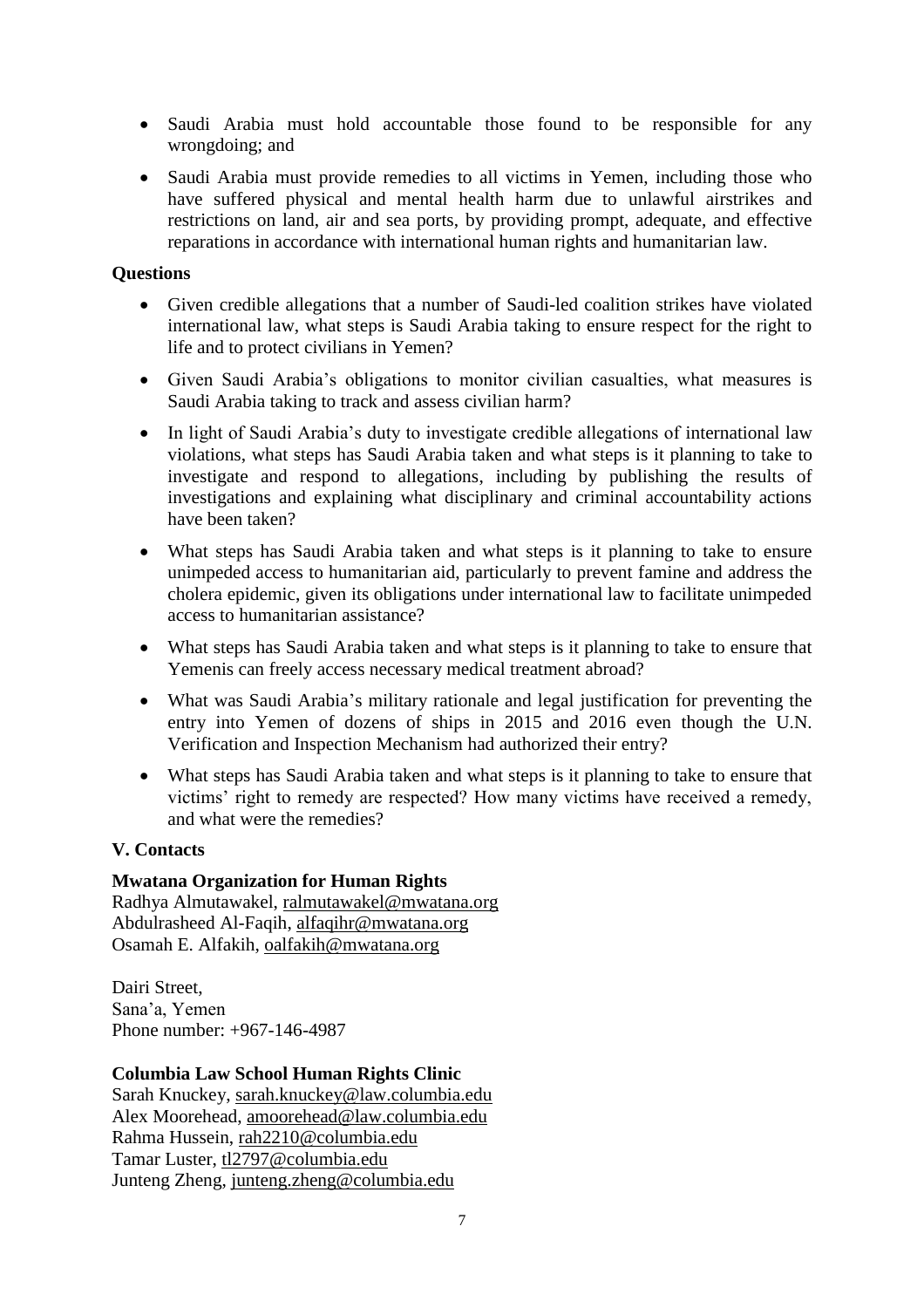- Saudi Arabia must hold accountable those found to be responsible for any wrongdoing; and
- Saudi Arabia must provide remedies to all victims in Yemen, including those who have suffered physical and mental health harm due to unlawful airstrikes and restrictions on land, air and sea ports, by providing prompt, adequate, and effective reparations in accordance with international human rights and humanitarian law.

**Questions**

- Given credible allegations that a number of Saudi-led coalition strikes have violated international law, what steps is Saudi Arabia taking to ensure respect for the right to life and to protect civilians in Yemen?
- Given Saudi Arabia's obligations to monitor civilian casualties, what measures is Saudi Arabia taking to track and assess civilian harm?
- In light of Saudi Arabia's duty to investigate credible allegations of international law violations, what steps has Saudi Arabia taken and what steps is it planning to take to investigate and respond to allegations, including by publishing the results of investigations and explaining what disciplinary and criminal accountability actions have been taken?
- What steps has Saudi Arabia taken and what steps is it planning to take to ensure unimpeded access to humanitarian aid, particularly to prevent famine and address the cholera epidemic, given its obligations under international law to facilitate unimpeded access to humanitarian assistance?
- What steps has Saudi Arabia taken and what steps is it planning to take to ensure that Yemenis can freely access necessary medical treatment abroad?
- What was Saudi Arabia's military rationale and legal justification for preventing the entry into Yemen of dozens of ships in 2015 and 2016 even though the U.N. Verification and Inspection Mechanism had authorized their entry?
- What steps has Saudi Arabia taken and what steps is it planning to take to ensure that victims' right to remedy are respected? How many victims have received a remedy, and what were the remedies?

## V. Contacts

**Mwatana Organization for Human Rights**
Radhya Almutawakel, ralmutawakel@mwatana.org
Abdulrasheed Al-Faqih, alfaqihr@mwatana.org
Osamah E. Alfakih, oalfakih@mwatana.org

Dairi Street,
Sana'a, Yemen
Phone number: +967-146-4987

**Columbia Law School Human Rights Clinic**
Sarah Knuckey, sarah.knuckey@law.columbia.edu
Alex Moorehead, amoorehead@law.columbia.edu
Rahma Hussein, rah2210@columbia.edu
Tamar Luster, tl2797@columbia.edu
Junteng Zheng, junteng.zheng@columbia.edu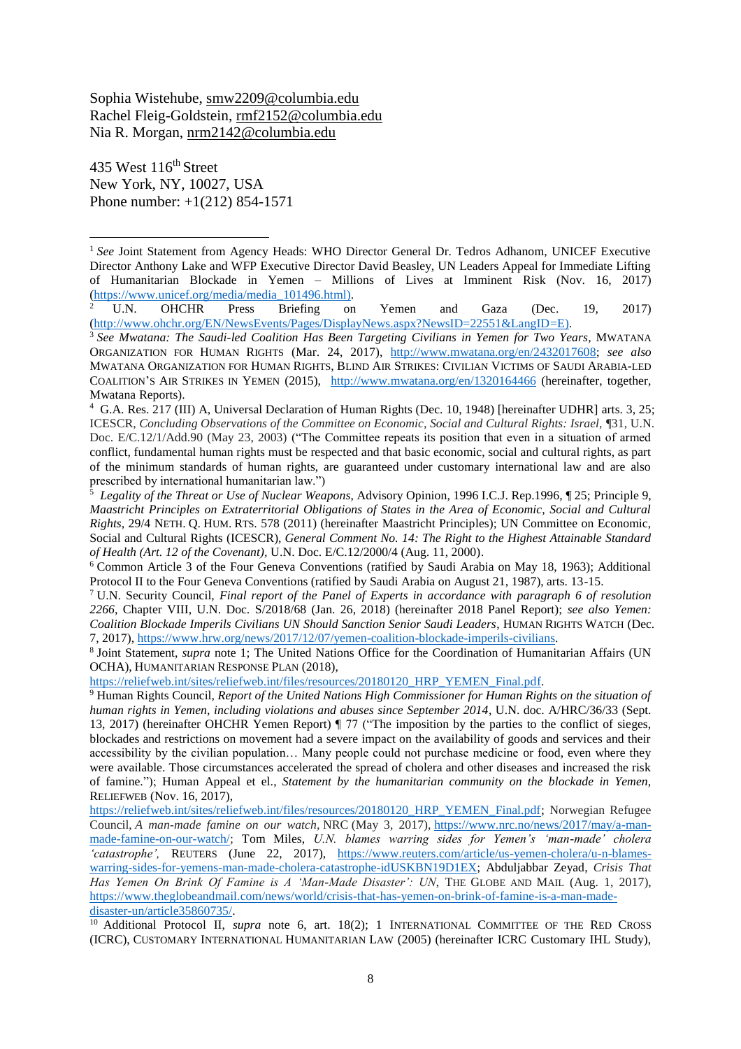Sophia Wistehube, smw2209@columbia.edu
Rachel Fleig-Goldstein, rmf2152@columbia.edu
Nia R. Morgan, nrm2142@columbia.edu

435 West 116th Street
New York, NY, 10027, USA
Phone number: +1(212) 854-1571

---

[1] *See* Joint Statement from Agency Heads: WHO Director General Dr. Tedros Adhanom, UNICEF Executive Director Anthony Lake and WFP Executive Director David Beasley, UN Leaders Appeal for Immediate Lifting of Humanitarian Blockade in Yemen – Millions of Lives at Imminent Risk (Nov. 16, 2017) (https://www.unicef.org/media/media_101496.html).

[2] U.N. OHCHR Press Briefing on Yemen and Gaza (Dec. 19, 2017) (http://www.ohchr.org/EN/NewsEvents/Pages/DisplayNews.aspx?NewsID=22551&LangID=E).

[3] *See Mwatana: The Saudi-led Coalition Has Been Targeting Civilians in Yemen for Two Years*, MWATANA ORGANIZATION FOR HUMAN RIGHTS (Mar. 24, 2017), http://www.mwatana.org/en/2432017608; *see also* MWATANA ORGANIZATION FOR HUMAN RIGHTS, BLIND AIR STRIKES: CIVILIAN VICTIMS OF SAUDI ARABIA-LED COALITION'S AIR STRIKES IN YEMEN (2015), http://www.mwatana.org/en/1320164466 (hereinafter, together, Mwatana Reports).

[4] G.A. Res. 217 (III) A, Universal Declaration of Human Rights (Dec. 10, 1948) [hereinafter UDHR] arts. 3, 25; ICESCR, *Concluding Observations of the Committee on Economic, Social and Cultural Rights: Israel*, ¶31, U.N. Doc. E/C.12/1/Add.90 (May 23, 2003) ("The Committee repeats its position that even in a situation of armed conflict, fundamental human rights must be respected and that basic economic, social and cultural rights, as part of the minimum standards of human rights, are guaranteed under customary international law and are also prescribed by international humanitarian law.")

[5] *Legality of the Threat or Use of Nuclear Weapons*, Advisory Opinion, 1996 I.C.J. Rep.1996, ¶ 25; Principle 9, *Maastricht Principles on Extraterritorial Obligations of States in the Area of Economic, Social and Cultural Rights*, 29/4 NETH. Q. HUM. RTS. 578 (2011) (hereinafter Maastricht Principles); UN Committee on Economic, Social and Cultural Rights (ICESCR), *General Comment No. 14: The Right to the Highest Attainable Standard of Health (Art. 12 of the Covenant)*, U.N. Doc. E/C.12/2000/4 (Aug. 11, 2000).

[6] Common Article 3 of the Four Geneva Conventions (ratified by Saudi Arabia on May 18, 1963); Additional Protocol II to the Four Geneva Conventions (ratified by Saudi Arabia on August 21, 1987), arts. 13-15.

[7] U.N. Security Council, *Final report of the Panel of Experts in accordance with paragraph 6 of resolution 2266*, Chapter VIII, U.N. Doc. S/2018/68 (Jan. 26, 2018) (hereinafter 2018 Panel Report); *see also Yemen: Coalition Blockade Imperils Civilians UN Should Sanction Senior Saudi Leaders*, HUMAN RIGHTS WATCH (Dec. 7, 2017), https://www.hrw.org/news/2017/12/07/yemen-coalition-blockade-imperils-civilians.

[8] Joint Statement, *supra* note 1; The United Nations Office for the Coordination of Humanitarian Affairs (UN OCHA), HUMANITARIAN RESPONSE PLAN (2018), https://reliefweb.int/sites/reliefweb.int/files/resources/20180120_HRP_YEMEN_Final.pdf.

[9] Human Rights Council, *Report of the United Nations High Commissioner for Human Rights on the situation of human rights in Yemen, including violations and abuses since September 2014*, U.N. doc. A/HRC/36/33 (Sept. 13, 2017) (hereinafter OHCHR Yemen Report) ¶ 77 ("The imposition by the parties to the conflict of sieges, blockades and restrictions on movement had a severe impact on the availability of goods and services and their accessibility by the civilian population… Many people could not purchase medicine or food, even where they were available. Those circumstances accelerated the spread of cholera and other diseases and increased the risk of famine."); Human Appeal et el., *Statement by the humanitarian community on the blockade in Yemen*, RELIEFWEB (Nov. 16, 2017), https://reliefweb.int/sites/reliefweb.int/files/resources/20180120_HRP_YEMEN_Final.pdf; Norwegian Refugee Council, *A man-made famine on our watch*, NRC (May 3, 2017), https://www.nrc.no/news/2017/may/a-man-made-famine-on-our-watch/; Tom Miles, *U.N. blames warring sides for Yemen's 'man-made' cholera 'catastrophe'*, REUTERS (June 22, 2017), https://www.reuters.com/article/us-yemen-cholera/u-n-blames-warring-sides-for-yemens-man-made-cholera-catastrophe-idUSKBN19D1EX; Abduljabbar Zeyad, *Crisis That Has Yemen On Brink Of Famine is A 'Man-Made Disaster': UN*, THE GLOBE AND MAIL (Aug. 1, 2017), https://www.theglobeandmail.com/news/world/crisis-that-has-yemen-on-brink-of-famine-is-a-man-made-disaster-un/article35860735/.

[10] Additional Protocol II, *supra* note 6, art. 18(2); 1 INTERNATIONAL COMMITTEE OF THE RED CROSS (ICRC), CUSTOMARY INTERNATIONAL HUMANITARIAN LAW (2005) (hereinafter ICRC Customary IHL Study),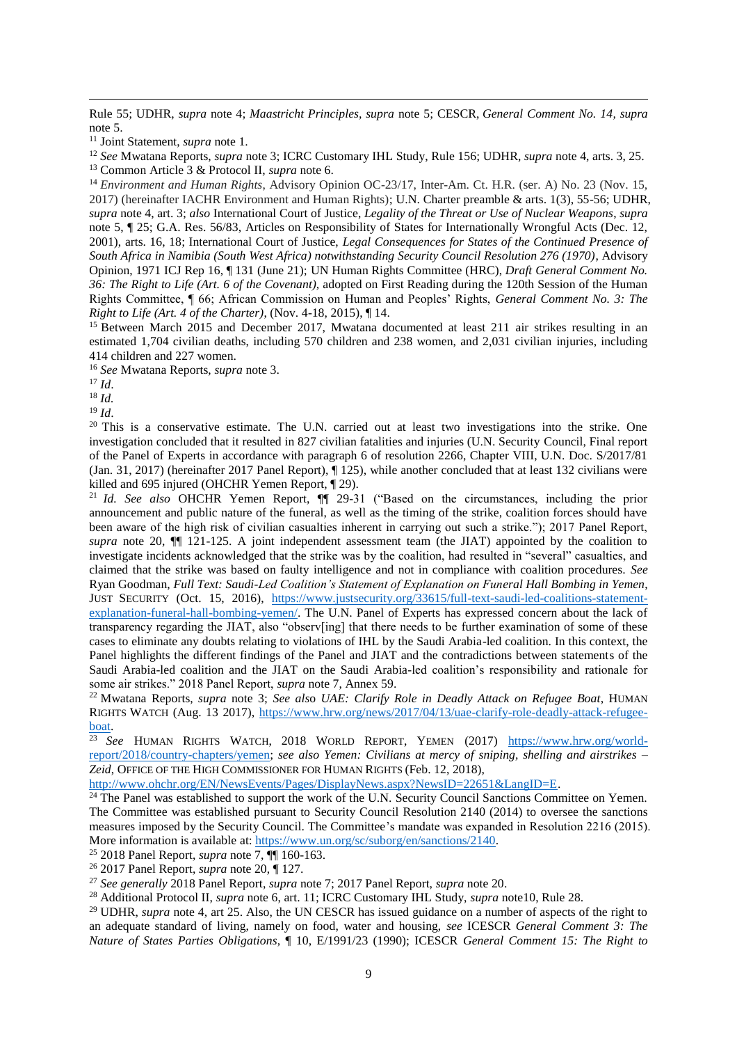Rule 55; UDHR, *supra* note 4; *Maastricht Principles*, *supra* note 5; CESCR, *General Comment No. 14*, *supra* note 5.

[11] Joint Statement, *supra* note 1.

[12] *See* Mwatana Reports, *supra* note 3; ICRC Customary IHL Study, Rule 156; UDHR, *supra* note 4, arts. 3, 25.

[13] Common Article 3 & Protocol II, *supra* note 6.

[14] *Environment and Human Rights*, Advisory Opinion OC-23/17, Inter-Am. Ct. H.R. (ser. A) No. 23 (Nov. 15, 2017) (hereinafter IACHR Environment and Human Rights); U.N. Charter preamble & arts. 1(3), 55-56; UDHR, *supra* note 4, art. 3; *also* International Court of Justice, *Legality of the Threat or Use of Nuclear Weapons*, *supra* note 5, ¶ 25; G.A. Res. 56/83, Articles on Responsibility of States for Internationally Wrongful Acts (Dec. 12, 2001), arts. 16, 18; International Court of Justice, *Legal Consequences for States of the Continued Presence of South Africa in Namibia (South West Africa) notwithstanding Security Council Resolution 276 (1970)*, Advisory Opinion, 1971 ICJ Rep 16, ¶ 131 (June 21); UN Human Rights Committee (HRC), *Draft General Comment No. 36: The Right to Life (Art. 6 of the Covenant),* adopted on First Reading during the 120th Session of the Human Rights Committee, ¶ 66; African Commission on Human and Peoples' Rights, *General Comment No. 3: The Right to Life (Art. 4 of the Charter)*, (Nov. 4-18, 2015), ¶ 14.

[15] Between March 2015 and December 2017, Mwatana documented at least 211 air strikes resulting in an estimated 1,704 civilian deaths, including 570 children and 238 women, and 2,031 civilian injuries, including 414 children and 227 women.

[16] *See* Mwatana Reports, *supra* note 3.

[17] *Id*.

[18] *Id.*

[19] *Id*.

[20] This is a conservative estimate. The U.N. carried out at least two investigations into the strike. One investigation concluded that it resulted in 827 civilian fatalities and injuries (U.N. Security Council, Final report of the Panel of Experts in accordance with paragraph 6 of resolution 2266, Chapter VIII, U.N. Doc. S/2017/81 (Jan. 31, 2017) (hereinafter 2017 Panel Report), ¶ 125), while another concluded that at least 132 civilians were killed and 695 injured (OHCHR Yemen Report, ¶ 29).

[21] *Id. See also* OHCHR Yemen Report, ¶¶ 29-31 ("Based on the circumstances, including the prior announcement and public nature of the funeral, as well as the timing of the strike, coalition forces should have been aware of the high risk of civilian casualties inherent in carrying out such a strike."); 2017 Panel Report, *supra* note 20, ¶¶ 121-125. A joint independent assessment team (the JIAT) appointed by the coalition to investigate incidents acknowledged that the strike was by the coalition, had resulted in "several" casualties, and claimed that the strike was based on faulty intelligence and not in compliance with coalition procedures. *See* Ryan Goodman, *Full Text: Saudi-Led Coalition's Statement of Explanation on Funeral Hall Bombing in Yemen*, JUST SECURITY (Oct. 15, 2016), https://www.justsecurity.org/33615/full-text-saudi-led-coalitions-statement-explanation-funeral-hall-bombing-yemen/. The U.N. Panel of Experts has expressed concern about the lack of transparency regarding the JIAT, also "observ[ing] that there needs to be further examination of some of these cases to eliminate any doubts relating to violations of IHL by the Saudi Arabia-led coalition. In this context, the Panel highlights the different findings of the Panel and JIAT and the contradictions between statements of the Saudi Arabia-led coalition and the JIAT on the Saudi Arabia-led coalition's responsibility and rationale for some air strikes." 2018 Panel Report, *supra* note 7, Annex 59.

[22] Mwatana Reports, *supra* note 3; *See also UAE: Clarify Role in Deadly Attack on Refugee Boat*, HUMAN RIGHTS WATCH (Aug. 13 2017), https://www.hrw.org/news/2017/04/13/uae-clarify-role-deadly-attack-refugee-boat.

[23] *See* HUMAN RIGHTS WATCH, 2018 WORLD REPORT, YEMEN (2017) https://www.hrw.org/world-report/2018/country-chapters/yemen; *see also Yemen: Civilians at mercy of sniping, shelling and airstrikes – Zeid*, OFFICE OF THE HIGH COMMISSIONER FOR HUMAN RIGHTS (Feb. 12, 2018), http://www.ohchr.org/EN/NewsEvents/Pages/DisplayNews.aspx?NewsID=22651&LangID=E.

[24] The Panel was established to support the work of the U.N. Security Council Sanctions Committee on Yemen. The Committee was established pursuant to Security Council Resolution 2140 (2014) to oversee the sanctions measures imposed by the Security Council. The Committee's mandate was expanded in Resolution 2216 (2015). More information is available at: https://www.un.org/sc/suborg/en/sanctions/2140.

[25] 2018 Panel Report, *supra* note 7, ¶¶ 160-163.

[26] 2017 Panel Report, *supra* note 20, ¶ 127.

[27] *See generally* 2018 Panel Report, *supra* note 7; 2017 Panel Report, *supra* note 20.

[28] Additional Protocol II, *supra* note 6, art. 11; ICRC Customary IHL Study, *supra* note10, Rule 28.

[29] UDHR, *supra* note 4, art 25. Also, the UN CESCR has issued guidance on a number of aspects of the right to an adequate standard of living, namely on food, water and housing, *see* ICESCR *General Comment 3: The Nature of States Parties Obligations*, ¶ 10, E/1991/23 (1990); ICESCR *General Comment 15: The Right to*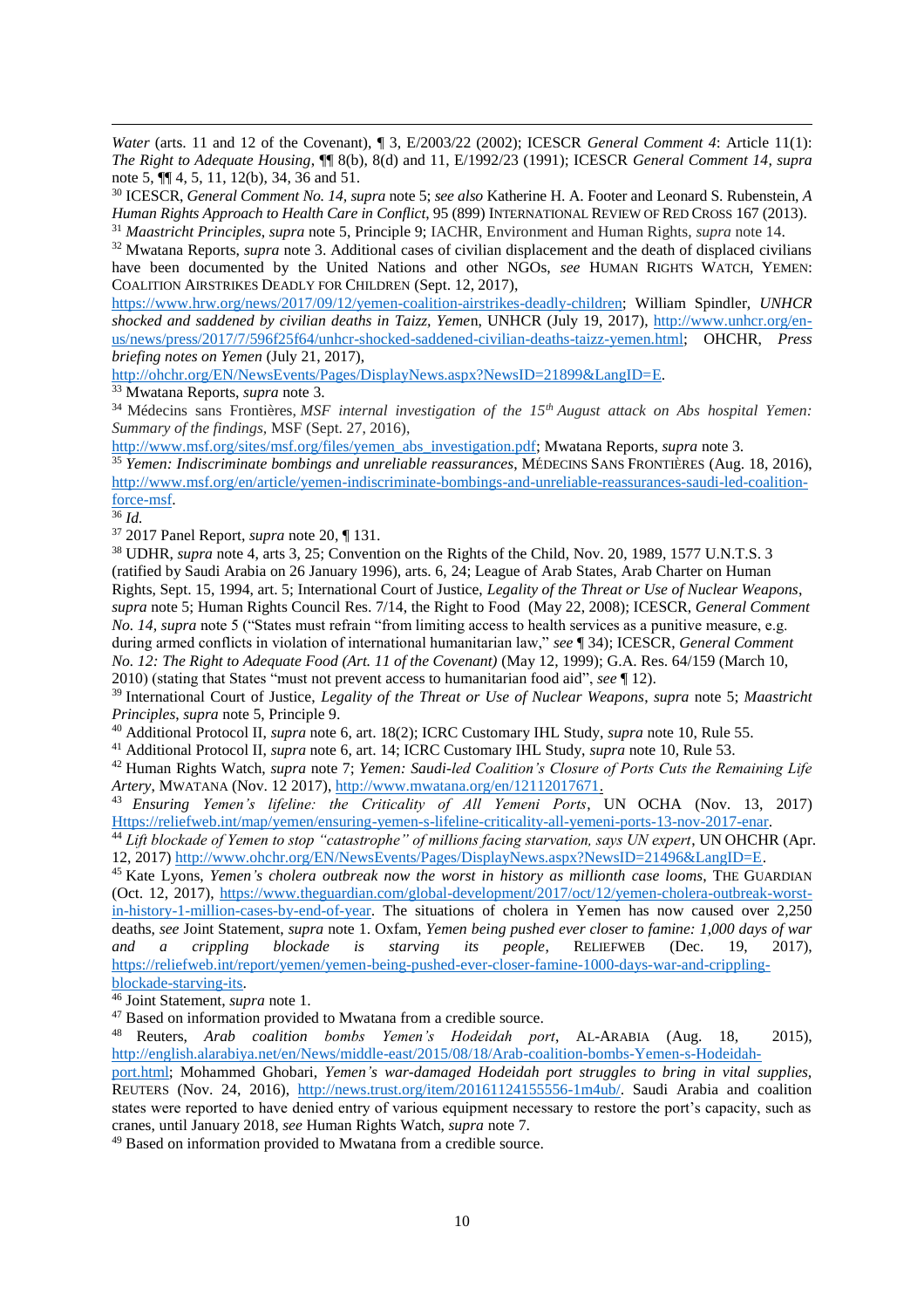*Water* (arts. 11 and 12 of the Covenant), ¶ 3, E/2003/22 (2002); ICESCR *General Comment 4*: Article 11(1): *The Right to Adequate Housing*, ¶¶ 8(b), 8(d) and 11, E/1992/23 (1991); ICESCR *General Comment 14*, *supra* note 5, ¶¶ 4, 5, 11, 12(b), 34, 36 and 51.

[30] ICESCR, *General Comment No. 14*, *supra* note 5; *see also* Katherine H. A. Footer and Leonard S. Rubenstein, *A Human Rights Approach to Health Care in Conflict*, 95 (899) INTERNATIONAL REVIEW OF RED CROSS 167 (2013).

[31] *Maastricht Principles*, *supra* note 5, Principle 9; IACHR, Environment and Human Rights, *supra* note 14.

[32] Mwatana Reports, *supra* note 3. Additional cases of civilian displacement and the death of displaced civilians have been documented by the United Nations and other NGOs, *see* HUMAN RIGHTS WATCH, YEMEN: COALITION AIRSTRIKES DEADLY FOR CHILDREN (Sept. 12, 2017), https://www.hrw.org/news/2017/09/12/yemen-coalition-airstrikes-deadly-children; William Spindler, *UNHCR shocked and saddened by civilian deaths in Taizz, Yeme*n, UNHCR (July 19, 2017), http://www.unhcr.org/en-us/news/press/2017/7/596f25f64/unhcr-shocked-saddened-civilian-deaths-taizz-yemen.html; OHCHR, *Press briefing notes on Yemen* (July 21, 2017), http://ohchr.org/EN/NewsEvents/Pages/DisplayNews.aspx?NewsID=21899&LangID=E.

[33] Mwatana Reports, *supra* note 3.

[34] Médecins sans Frontières, *MSF internal investigation of the 15th August attack on Abs hospital Yemen: Summary of the findings*, MSF (Sept. 27, 2016), http://www.msf.org/sites/msf.org/files/yemen_abs_investigation.pdf; Mwatana Reports, *supra* note 3.

[35] *Yemen: Indiscriminate bombings and unreliable reassurances*, MÉDECINS SANS FRONTIÈRES (Aug. 18, 2016), http://www.msf.org/en/article/yemen-indiscriminate-bombings-and-unreliable-reassurances-saudi-led-coalition-force-msf.

[36] *Id.*

[37] 2017 Panel Report, *supra* note 20, ¶ 131.

[38] UDHR, *supra* note 4, arts 3, 25; Convention on the Rights of the Child, Nov. 20, 1989, 1577 U.N.T.S. 3 (ratified by Saudi Arabia on 26 January 1996), arts. 6, 24; League of Arab States, Arab Charter on Human Rights, Sept. 15, 1994, art. 5; International Court of Justice, *Legality of the Threat or Use of Nuclear Weapons*, *supra* note 5; Human Rights Council Res. 7/14, the Right to Food (May 22, 2008); ICESCR, *General Comment No. 14*, *supra* note 5 ("States must refrain "from limiting access to health services as a punitive measure, e.g. during armed conflicts in violation of international humanitarian law," *see* ¶ 34); ICESCR, *General Comment No. 12: The Right to Adequate Food (Art. 11 of the Covenant)* (May 12, 1999); G.A. Res. 64/159 (March 10, 2010) (stating that States "must not prevent access to humanitarian food aid", *see* ¶ 12).

[39] International Court of Justice, *Legality of the Threat or Use of Nuclear Weapons*, *supra* note 5; *Maastricht Principles*, *supra* note 5, Principle 9.

[40] Additional Protocol II, *supra* note 6, art. 18(2); ICRC Customary IHL Study, *supra* note 10, Rule 55.

[41] Additional Protocol II, *supra* note 6, art. 14; ICRC Customary IHL Study, *supra* note 10, Rule 53.

[42] Human Rights Watch, *supra* note 7; *Yemen: Saudi-led Coalition's Closure of Ports Cuts the Remaining Life Artery*, MWATANA (Nov. 12 2017), http://www.mwatana.org/en/12112017671.

[43] *Ensuring Yemen's lifeline: the Criticality of All Yemeni Ports*, UN OCHA (Nov. 13, 2017) Https://reliefweb.int/map/yemen/ensuring-yemen-s-lifeline-criticality-all-yemeni-ports-13-nov-2017-enar.

[44] *Lift blockade of Yemen to stop "catastrophe" of millions facing starvation, says UN expert*, UN OHCHR (Apr. 12, 2017) http://www.ohchr.org/EN/NewsEvents/Pages/DisplayNews.aspx?NewsID=21496&LangID=E.

[45] Kate Lyons, *Yemen's cholera outbreak now the worst in history as millionth case looms*, THE GUARDIAN (Oct. 12, 2017), https://www.theguardian.com/global-development/2017/oct/12/yemen-cholera-outbreak-worst-in-history-1-million-cases-by-end-of-year. The situations of cholera in Yemen has now caused over 2,250 deaths, *see* Joint Statement, *supra* note 1. Oxfam, *Yemen being pushed ever closer to famine: 1,000 days of war and a crippling blockade is starving its people*, RELIEFWEB (Dec. 19, 2017), https://reliefweb.int/report/yemen/yemen-being-pushed-ever-closer-famine-1000-days-war-and-crippling-blockade-starving-its.

[46] Joint Statement, *supra* note 1.

[47] Based on information provided to Mwatana from a credible source.

[48] Reuters, *Arab coalition bombs Yemen's Hodeidah port*, AL-ARABIA (Aug. 18, 2015), http://english.alarabiya.net/en/News/middle-east/2015/08/18/Arab-coalition-bombs-Yemen-s-Hodeidah-port.html; Mohammed Ghobari, *Yemen's war-damaged Hodeidah port struggles to bring in vital supplies*, REUTERS (Nov. 24, 2016), http://news.trust.org/item/20161124155556-1m4ub/. Saudi Arabia and coalition states were reported to have denied entry of various equipment necessary to restore the port's capacity, such as cranes, until January 2018, *see* Human Rights Watch, *supra* note 7.

[49] Based on information provided to Mwatana from a credible source.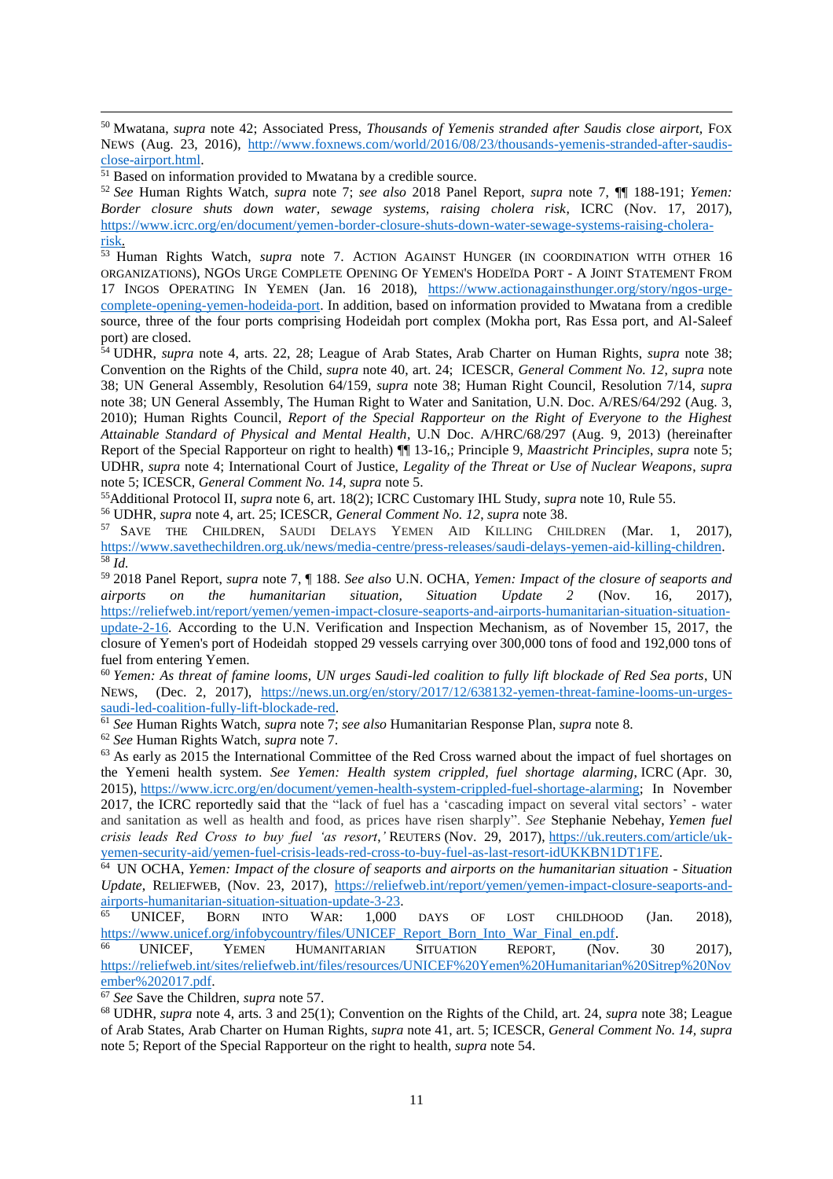[50] Mwatana, *supra* note 42; Associated Press, *Thousands of Yemenis stranded after Saudis close airport*, FOX NEWS (Aug. 23, 2016), http://www.foxnews.com/world/2016/08/23/thousands-yemenis-stranded-after-saudis-close-airport.html.

[51] Based on information provided to Mwatana by a credible source.

[52] *See* Human Rights Watch, *supra* note 7; *see also* 2018 Panel Report, *supra* note 7, ¶¶ 188-191; *Yemen: Border closure shuts down water, sewage systems, raising cholera risk*, ICRC (Nov. 17, 2017), https://www.icrc.org/en/document/yemen-border-closure-shuts-down-water-sewage-systems-raising-cholera-risk.

[53] Human Rights Watch, *supra* note 7. ACTION AGAINST HUNGER (IN COORDINATION WITH OTHER 16 ORGANIZATIONS), NGOS URGE COMPLETE OPENING OF YEMEN'S HODEÏDA PORT - A JOINT STATEMENT FROM 17 INGOS OPERATING IN YEMEN (Jan. 16 2018), https://www.actionagainsthunger.org/story/ngos-urge-complete-opening-yemen-hodeida-port. In addition, based on information provided to Mwatana from a credible source, three of the four ports comprising Hodeidah port complex (Mokha port, Ras Essa port, and Al-Saleef port) are closed.

[54] UDHR, *supra* note 4, arts. 22, 28; League of Arab States, Arab Charter on Human Rights, *supra* note 38; Convention on the Rights of the Child, *supra* note 40, art. 24; ICESCR, *General Comment No. 12*, *supra* note 38; UN General Assembly, Resolution 64/159, *supra* note 38; Human Right Council, Resolution 7/14, *supra* note 38; UN General Assembly, The Human Right to Water and Sanitation, U.N. Doc. A/RES/64/292 (Aug. 3, 2010); Human Rights Council, *Report of the Special Rapporteur on the Right of Everyone to the Highest Attainable Standard of Physical and Mental Health*, U.N Doc. A/HRC/68/297 (Aug. 9, 2013) (hereinafter Report of the Special Rapporteur on right to health) ¶¶ 13-16,; Principle 9, *Maastricht Principles*, *supra* note 5; UDHR, *supra* note 4; International Court of Justice, *Legality of the Threat or Use of Nuclear Weapons*, *supra* note 5; ICESCR, *General Comment No. 14*, *supra* note 5.

[55] Additional Protocol II, *supra* note 6, art. 18(2); ICRC Customary IHL Study, *supra* note 10, Rule 55.

[56] UDHR, *supra* note 4, art. 25; ICESCR, *General Comment No. 12*, *supra* note 38.

[57] SAVE THE CHILDREN, SAUDI DELAYS YEMEN AID KILLING CHILDREN (Mar. 1, 2017), https://www.savethechildren.org.uk/news/media-centre/press-releases/saudi-delays-yemen-aid-killing-children.

[58] *Id.*

[59] 2018 Panel Report, *supra* note 7, ¶ 188. *See also* U.N. OCHA, *Yemen: Impact of the closure of seaports and airports on the humanitarian situation, Situation Update 2* (Nov. 16, 2017), https://reliefweb.int/report/yemen/yemen-impact-closure-seaports-and-airports-humanitarian-situation-situation-update-2-16. According to the U.N. Verification and Inspection Mechanism, as of November 15, 2017, the closure of Yemen's port of Hodeidah stopped 29 vessels carrying over 300,000 tons of food and 192,000 tons of fuel from entering Yemen.

[60] *Yemen: As threat of famine looms, UN urges Saudi-led coalition to fully lift blockade of Red Sea ports*, UN NEWS, (Dec. 2, 2017), https://news.un.org/en/story/2017/12/638132-yemen-threat-famine-looms-un-urges-saudi-led-coalition-fully-lift-blockade-red.

[61] *See* Human Rights Watch, *supra* note 7; *see also* Humanitarian Response Plan, *supra* note 8.

[62] *See* Human Rights Watch, *supra* note 7.

[63] As early as 2015 the International Committee of the Red Cross warned about the impact of fuel shortages on the Yemeni health system. *See Yemen: Health system crippled, fuel shortage alarming*, ICRC (Apr. 30, 2015), https://www.icrc.org/en/document/yemen-health-system-crippled-fuel-shortage-alarming; In November 2017, the ICRC reportedly said that the "lack of fuel has a 'cascading impact on several vital sectors' - water and sanitation as well as health and food, as prices have risen sharply". *See* Stephanie Nebehay, *Yemen fuel crisis leads Red Cross to buy fuel 'as resort,'* REUTERS (Nov. 29, 2017), https://uk.reuters.com/article/uk-yemen-security-aid/yemen-fuel-crisis-leads-red-cross-to-buy-fuel-as-last-resort-idUKKBN1DT1FE.

[64] UN OCHA, *Yemen: Impact of the closure of seaports and airports on the humanitarian situation - Situation Update*, RELIEFWEB, (Nov. 23, 2017), https://reliefweb.int/report/yemen/yemen-impact-closure-seaports-and-airports-humanitarian-situation-situation-update-3-23.

[65] UNICEF, BORN INTO WAR: 1,000 DAYS OF LOST CHILDHOOD (Jan. 2018), https://www.unicef.org/infobycountry/files/UNICEF_Report_Born_Into_War_Final_en.pdf.

[66] UNICEF, YEMEN HUMANITARIAN SITUATION REPORT, (Nov. 30 2017), https://reliefweb.int/sites/reliefweb.int/files/resources/UNICEF%20Yemen%20Humanitarian%20Sitrep%20November%202017.pdf.

[67] *See* Save the Children, *supra* note 57.

[68] UDHR, *supra* note 4, arts. 3 and 25(1); Convention on the Rights of the Child, art. 24, *supra* note 38; League of Arab States, Arab Charter on Human Rights, *supra* note 41, art. 5; ICESCR, *General Comment No. 14*, *supra* note 5; Report of the Special Rapporteur on the right to health, *supra* note 54.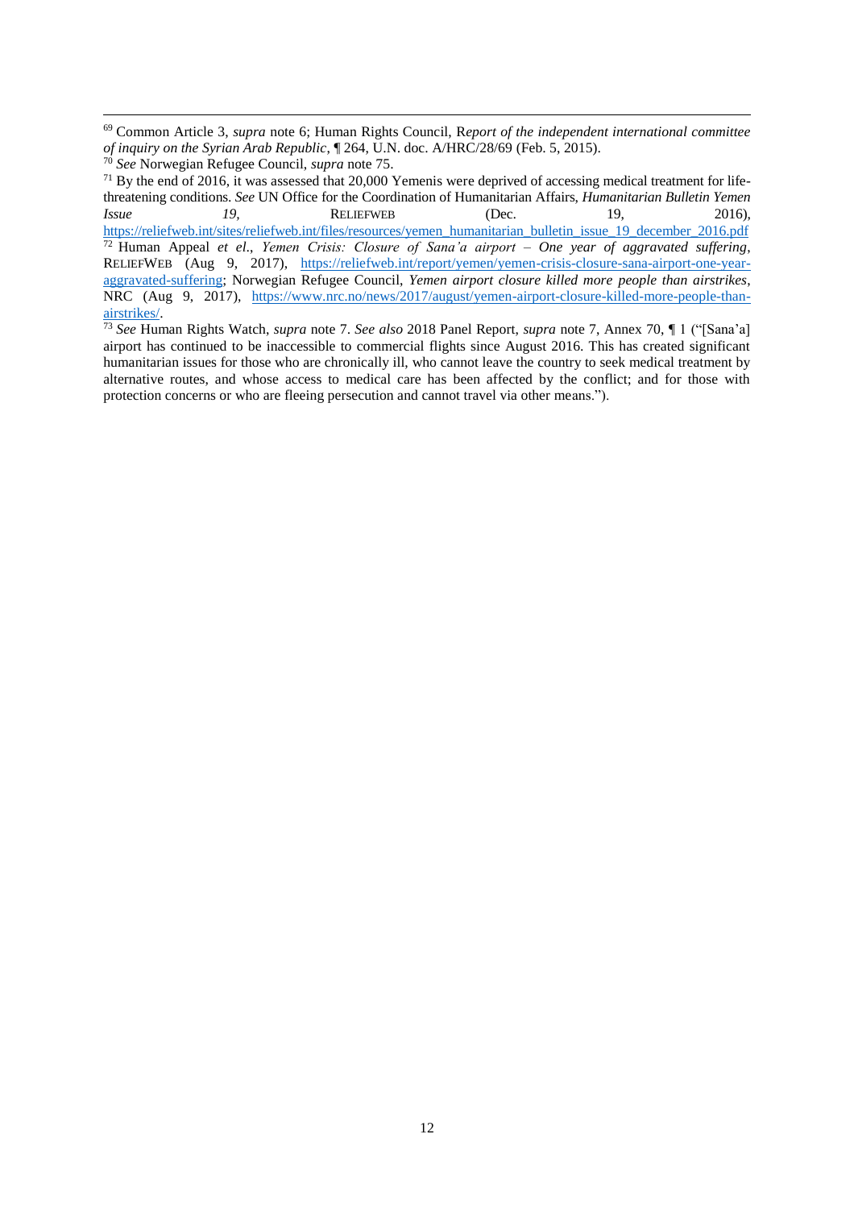[69] Common Article 3, *supra* note 6; Human Rights Council, R*eport of the independent international committee of inquiry on the Syrian Arab Republic*, ¶ 264, U.N. doc. A/HRC/28/69 (Feb. 5, 2015).

[70] *See* Norwegian Refugee Council, *supra* note 75.

[71] By the end of 2016, it was assessed that 20,000 Yemenis were deprived of accessing medical treatment for life-threatening conditions. *See* UN Office for the Coordination of Humanitarian Affairs, *Humanitarian Bulletin Yemen Issue 19*, RELIEFWEB (Dec. 19, 2016), https://reliefweb.int/sites/reliefweb.int/files/resources/yemen_humanitarian_bulletin_issue_19_december_2016.pdf

[72] Human Appeal *et el.*, *Yemen Crisis: Closure of Sana'a airport – One year of aggravated suffering*, RELIEFWEB (Aug 9, 2017), https://reliefweb.int/report/yemen/yemen-crisis-closure-sana-airport-one-year-aggravated-suffering; Norwegian Refugee Council, *Yemen airport closure killed more people than airstrikes*, NRC (Aug 9, 2017), https://www.nrc.no/news/2017/august/yemen-airport-closure-killed-more-people-than-airstrikes/.

[73] *See* Human Rights Watch, *supra* note 7. *See also* 2018 Panel Report, *supra* note 7, Annex 70, ¶ 1 ("[Sana'a] airport has continued to be inaccessible to commercial flights since August 2016. This has created significant humanitarian issues for those who are chronically ill, who cannot leave the country to seek medical treatment by alternative routes, and whose access to medical care has been affected by the conflict; and for those with protection concerns or who are fleeing persecution and cannot travel via other means.").